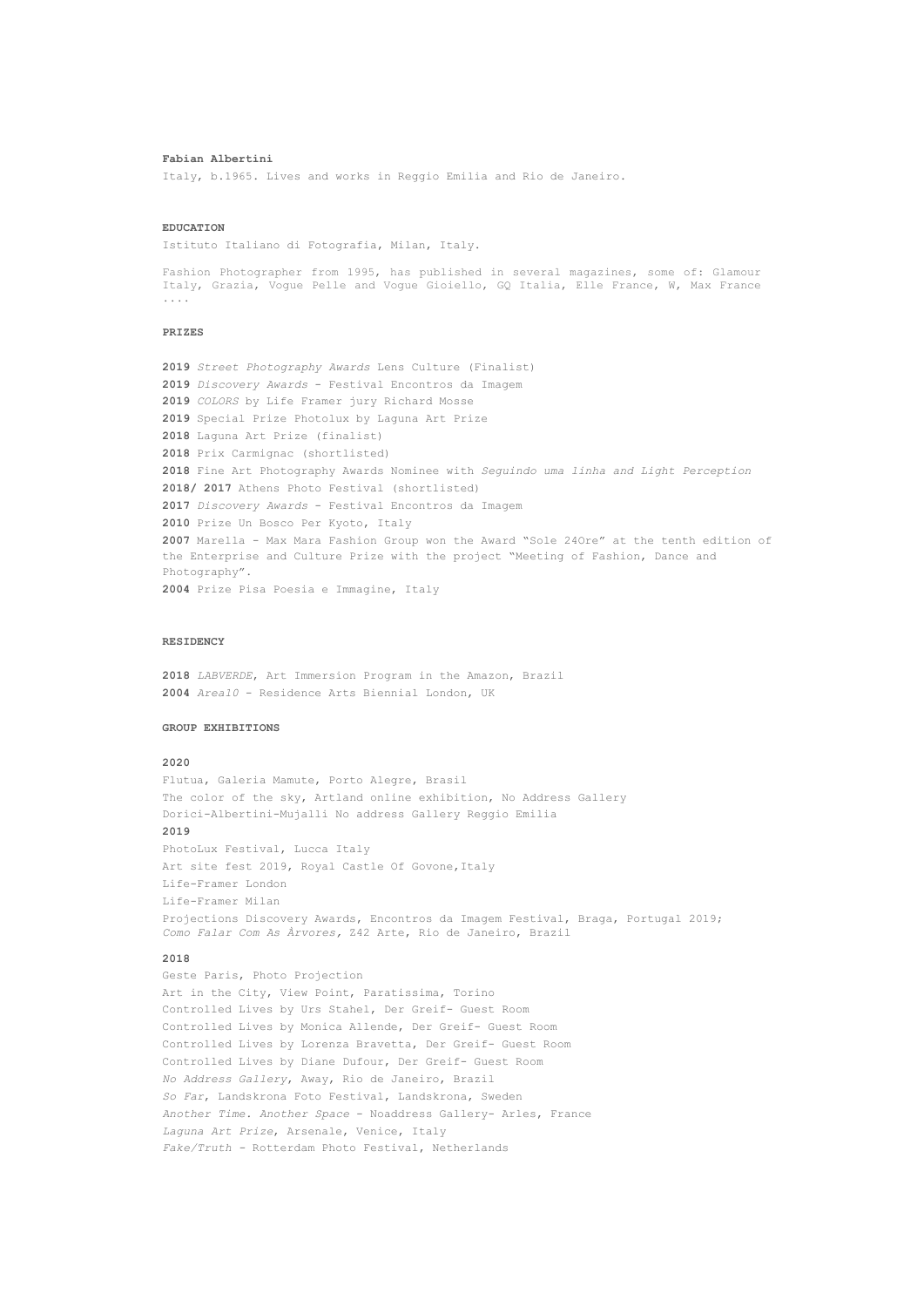**Fabian Albertini**

Italy, b.1965. Lives and works in Reggio Emilia and Rio de Janeiro.

**EDUCATION**

Istituto Italiano di Fotografia, Milan, Italy.

Fashion Photographer from 1995, has published in several magazines, some of: Glamour Italy, Grazia, Vogue Pelle and Vogue Gioiello, GQ Italia, Elle France, W, Max France ....

**PRIZES**

**2019** *Street Photography Awards* Lens Culture (Finalist)
**2019** *Discovery Awards* - Festival Encontros da Imagem
**2019** *COLORS* by Life Framer jury Richard Mosse
**2019** Special Prize Photolux by Laguna Art Prize
**2018** Laguna Art Prize (finalist)
**2018** Prix Carmignac (shortlisted)
**2018** Fine Art Photography Awards Nominee with *Seguindo uma linha and Light Perception*
**2018/ 2017** Athens Photo Festival (shortlisted)
**2017** *Discovery Awards* - Festival Encontros da Imagem
**2010** Prize Un Bosco Per Kyoto, Italy
**2007** Marella - Max Mara Fashion Group won the Award "Sole 24Ore" at the tenth edition of the Enterprise and Culture Prize with the project "Meeting of Fashion, Dance and Photography".
**2004** Prize Pisa Poesia e Immagine, Italy

**RESIDENCY**

**2018** *LABVERDE*, Art Immersion Program in the Amazon, Brazil
**2004** *Area10* - Residence Arts Biennial London, UK

**GROUP EXHIBITIONS**

**2020**

Flutua, Galeria Mamute, Porto Alegre, Brasil
The color of the sky, Artland online exhibition, No Address Gallery
Dorici-Albertini-Mujalli No address Gallery Reggio Emilia

**2019**

PhotoLux Festival, Lucca Italy
Art site fest 2019, Royal Castle Of Govone,Italy
Life-Framer London
Life-Framer Milan
Projections Discovery Awards, Encontros da Imagem Festival, Braga, Portugal 2019;
*Como Falar Com As Àrvores,* Z42 Arte, Rio de Janeiro, Brazil

**2018**

Geste Paris, Photo Projection
Art in the City, View Point, Paratissima, Torino
Controlled Lives by Urs Stahel, Der Greif- Guest Room
Controlled Lives by Monica Allende, Der Greif- Guest Room
Controlled Lives by Lorenza Bravetta, Der Greif- Guest Room
Controlled Lives by Diane Dufour, Der Greif- Guest Room
*No Address Gallery*, Away, Rio de Janeiro, Brazil
*So Far*, Landskrona Foto Festival, Landskrona, Sweden
*Another Time. Another Space* - Noaddress Gallery- Arles, France
*Laguna Art Prize*, Arsenale, Venice, Italy
*Fake/Truth* - Rotterdam Photo Festival, Netherlands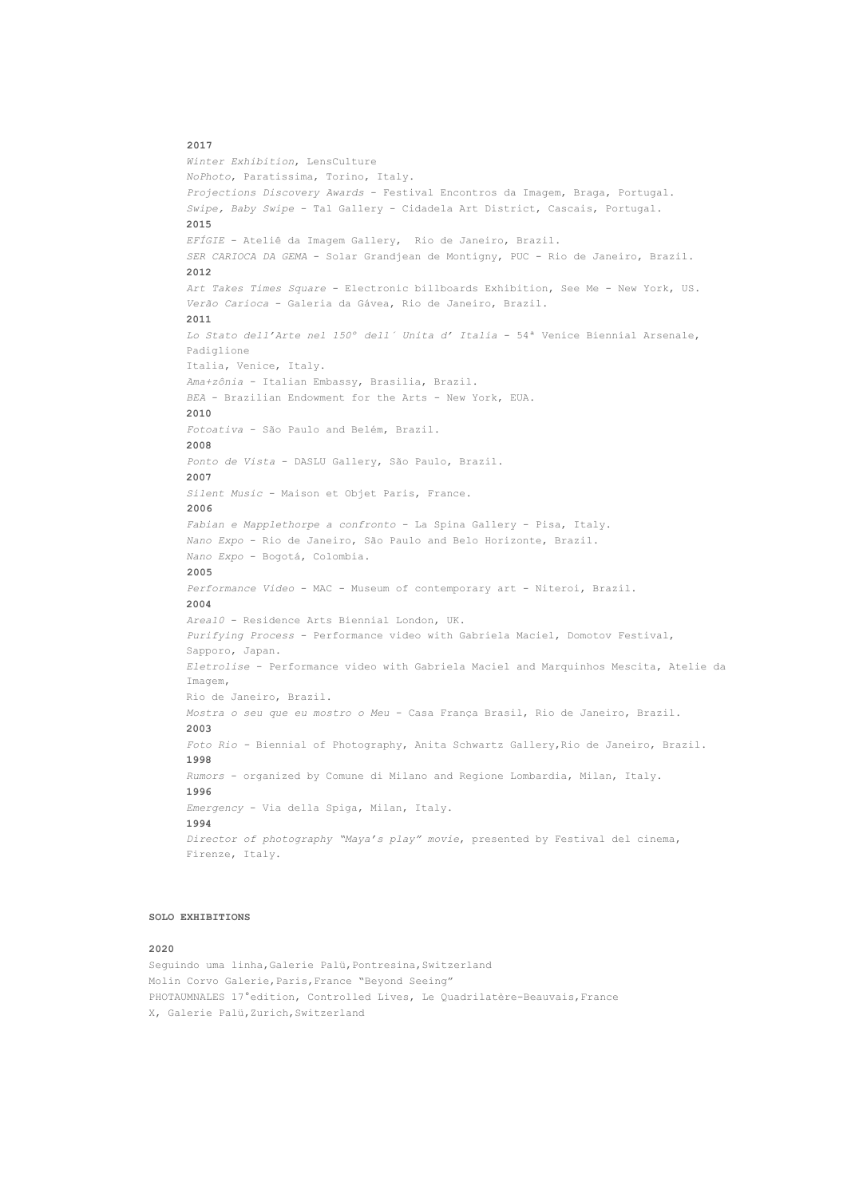**2017**
*Winter Exhibition*, LensCulture
*NoPhoto*, Paratissima, Torino, Italy.
*Projections Discovery Awards* - Festival Encontros da Imagem, Braga, Portugal.
*Swipe, Baby Swipe* - Tal Gallery - Cidadela Art District, Cascais, Portugal.
**2015**
*EFÍGIE* - Ateliê da Imagem Gallery,  Rio de Janeiro, Brazil.
*SER CARIOCA DA GEMA* - Solar Grandjean de Montigny, PUC - Rio de Janeiro, Brazil.
**2012**
*Art Takes Times Square* - Electronic billboards Exhibition, See Me - New York, US.
*Verão Carioca* - Galeria da Gávea, Rio de Janeiro, Brazil.
**2011**
*Lo Stato dell'Arte nel 150º dell´ Unita d' Italia* - 54ª Venice Biennial Arsenale, Padiglione
Italia, Venice, Italy.
*Ama+zônia* - Italian Embassy, Brasilia, Brazil.
*BEA* - Brazilian Endowment for the Arts - New York, EUA.
**2010**
*Fotoativa* - São Paulo and Belém, Brazil.
**2008**
*Ponto de Vista* - DASLU Gallery, São Paulo, Brazil.
**2007**
*Silent Music* - Maison et Objet Paris, France.
**2006**
*Fabian e Mapplethorpe a confronto* - La Spina Gallery - Pisa, Italy.
*Nano Expo* - Rio de Janeiro, São Paulo and Belo Horizonte, Brazil.
*Nano Expo* - Bogotá, Colombia.
**2005**
*Performance Video* - MAC - Museum of contemporary art - Niteroi, Brazil.
**2004**
*Area10* - Residence Arts Biennial London, UK.
*Purifying Process* - Performance video with Gabriela Maciel, Domotov Festival, Sapporo, Japan.
*Eletrolise* - Performance video with Gabriela Maciel and Marquinhos Mescita, Atelie da Imagem,
Rio de Janeiro, Brazil.
*Mostra o seu que eu mostro o Meu* - Casa França Brasil, Rio de Janeiro, Brazil.
**2003**
*Foto Rio* - Biennial of Photography, Anita Schwartz Gallery,Rio de Janeiro, Brazil.
**1998**
*Rumors* - organized by Comune di Milano and Regione Lombardia, Milan, Italy.
**1996**
*Emergency* - Via della Spiga, Milan, Italy.
**1994**
*Director of photography "Maya's play" movie*, presented by Festival del cinema, Firenze, Italy.

**SOLO EXHIBITIONS**

**2020**
Seguindo uma linha,Galerie Palü,Pontresina,Switzerland
Molin Corvo Galerie,Paris,France "Beyond Seeing"
PHOTAUMNALES 17°edition, Controlled Lives, Le Quadrilatère-Beauvais,France
X, Galerie Palü,Zurich,Switzerland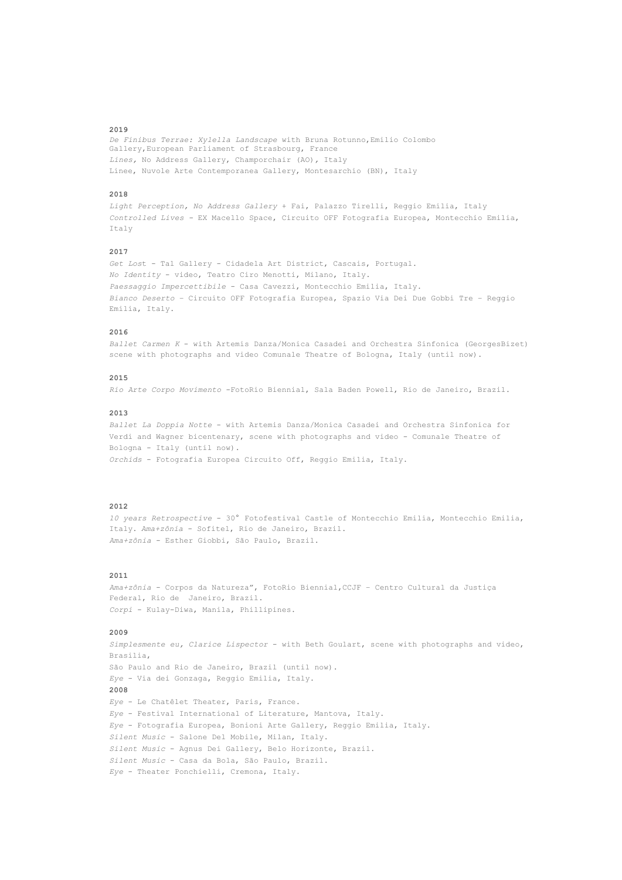**2019**

*De Finibus Terrae: Xylella Landscape* with Bruna Rotunno,Emilio Colombo Gallery,European Parliament of Strasbourg, France
*Lines,* No Address Gallery, Champorchair (AO), Italy
Linee, Nuvole Arte Contemporanea Gallery, Montesarchio (BN), Italy

**2018**

*Light Perception, No Address Gallery* + Fai, Palazzo Tirelli, Reggio Emilia, Italy
*Controlled Lives* - EX Macello Space, Circuito OFF Fotografia Europea, Montecchio Emilia, Italy

**2017**

*Get Los*t - Tal Gallery - Cidadela Art District, Cascais, Portugal.
*No Identity* - video, Teatro Ciro Menotti, Milano, Italy.
*Paessaggio Impercettibile* - Casa Cavezzi, Montecchio Emilia, Italy.
*Bianco Deserto* – Circuito OFF Fotografia Europea, Spazio Via Dei Due Gobbi Tre – Reggio Emilia, Italy.

**2016**

*Ballet Carmen K* - with Artemis Danza/Monica Casadei and Orchestra Sinfonica (GeorgesBizet) scene with photographs and video Comunale Theatre of Bologna, Italy (until now).

**2015**

*Rio Arte Corpo Movimento* -FotoRio Biennial, Sala Baden Powell, Rio de Janeiro, Brazil.

**2013**

*Ballet La Doppia Notte* - with Artemis Danza/Monica Casadei and Orchestra Sinfonica for Verdi and Wagner bicentenary, scene with photographs and video - Comunale Theatre of Bologna - Italy (until now).
*Orchids* - Fotografia Europea Circuito Off, Reggio Emilia, Italy.

**2012**

*10 years Retrospective* - 30° Fotofestival Castle of Montecchio Emilia, Montecchio Emilia, Italy. *Ama+zônia* - Sofitel, Rio de Janeiro, Brazil.
*Ama+zônia* - Esther Giobbi, São Paulo, Brazil.

**2011**

*Ama+zônia* - Corpos da Natureza", FotoRio Biennial,CCJF – Centro Cultural da Justiça Federal, Rio de Janeiro, Brazil.
*Corpi* - Kulay-Diwa, Manila, Phillipines.

**2009**

*Simplesmente eu, Clarice Lispector* - with Beth Goulart, scene with photographs and video, Brasilia,
São Paulo and Rio de Janeiro, Brazil (until now).
*Eye* - Via dei Gonzaga, Reggio Emilia, Italy.

**2008**

*Eye* - Le Chatêlet Theater, Paris, France.
*Eye* - Festival International of Literature, Mantova, Italy.
*Eye* - Fotografia Europea, Bonioni Arte Gallery, Reggio Emilia, Italy.
*Silent Music* - Salone Del Mobile, Milan, Italy.
*Silent Music* - Agnus Dei Gallery, Belo Horizonte, Brazil.
*Silent Music* - Casa da Bola, São Paulo, Brazil.
*Eye* - Theater Ponchielli, Cremona, Italy.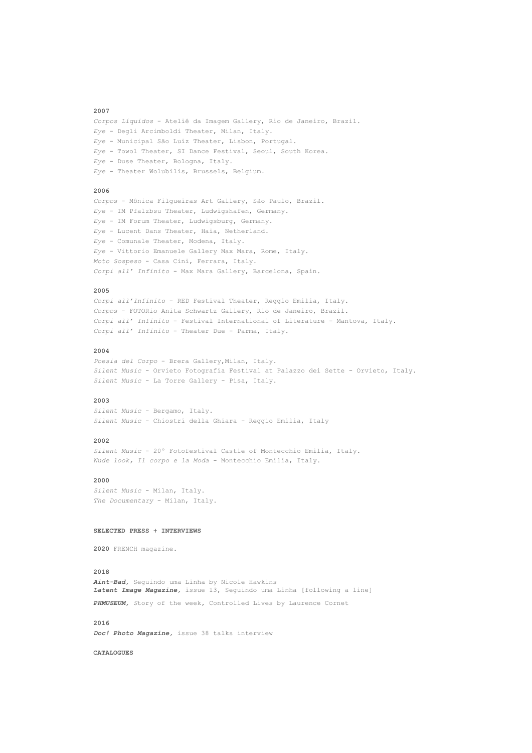**2007**

*Corpos Líquidos* - Ateliê da Imagem Gallery, Rio de Janeiro, Brazil.
*Eye* - Degli Arcimboldi Theater, Milan, Italy.
*Eye* - Municipal São Luiz Theater, Lisbon, Portugal.
*Eye* - Towol Theater, SI Dance Festival, Seoul, South Korea.
*Eye* - Duse Theater, Bologna, Italy.
*Eye* - Theater Wolubilis, Brussels, Belgium.

**2006**

*Corpos* - Mônica Filgueiras Art Gallery, São Paulo, Brazil.
*Eye* - IM Pfalzbsu Theater, Ludwigshafen, Germany.
*Eye* - IM Forum Theater, Ludwigsburg, Germany.
*Eye* - Lucent Dans Theater, Haia, Netherland.
*Eye* - Comunale Theater, Modena, Italy.
*Eye* - Vittorio Emanuele Gallery Max Mara, Rome, Italy.
*Moto Sospeso* - Casa Cini, Ferrara, Italy.
*Corpi all' Infinito* - Max Mara Gallery, Barcelona, Spain.

**2005**

*Corpi all'Infinito* - RED Festival Theater, Reggio Emilia, Italy.
*Corpos* - FOTORio Anita Schwartz Gallery, Rio de Janeiro, Brazil.
*Corpi all' Infinito* - Festival International of Literature - Mantova, Italy.
*Corpi all' Infinito* - Theater Due - Parma, Italy.

**2004**

*Poesia del Corpo* - Brera Gallery,Milan, Italy.
*Silent Music* - Orvieto Fotografia Festival at Palazzo dei Sette - Orvieto, Italy.
*Silent Music* - La Torre Gallery - Pisa, Italy.

**2003**

*Silent Music* - Bergamo, Italy.
*Silent Music* - Chiostri della Ghiara - Reggio Emilia, Italy

**2002**

*Silent Music* - 20° Fotofestival Castle of Montecchio Emilia, Italy.
*Nude look, Il corpo e la Moda* - Montecchio Emilia, Italy.

**2000**

*Silent Music* - Milan, Italy.
*The Documentary* - Milan, Italy.

**SELECTED PRESS + INTERVIEWS**

**2020** FRENCH magazine.

**2018**

***Aint-Bad,*** Seguindo uma Linha by Nicole Hawkins
***Latent Image Magazine,*** issue 13, Seguindo uma Linha [following a line]

***PHMUSEUM,*** Story of the week, Controlled Lives by Laurence Cornet

**2016**

***Doc! Photo Magazine,*** issue 38 talks interview

**CATALOGUES**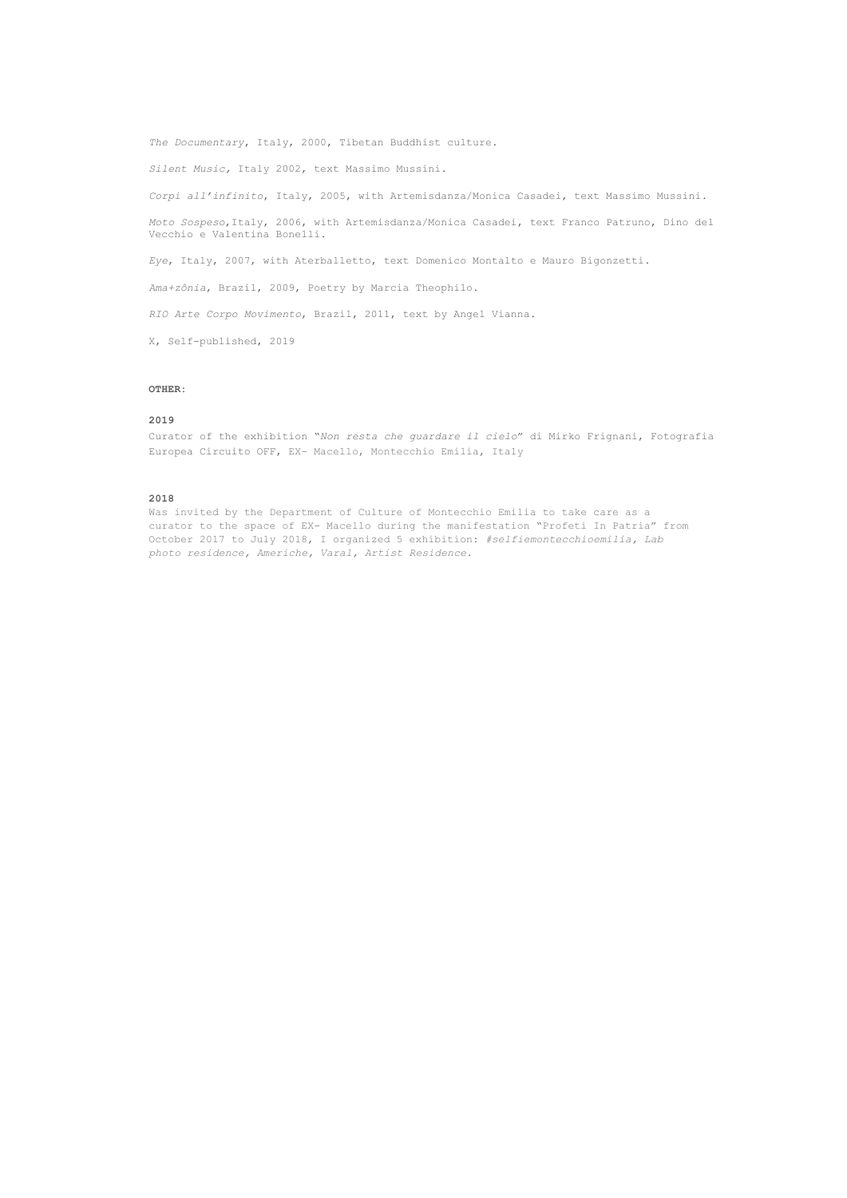*The Documentary*, Italy, 2000, Tibetan Buddhist culture.

*Silent Music,* Italy 2002, text Massimo Mussini.

*Corpi all'infinito*, Italy, 2005, with Artemisdanza/Monica Casadei, text Massimo Mussini.

*Moto Sospeso*,Italy, 2006, with Artemisdanza/Monica Casadei, text Franco Patruno, Dino del Vecchio e Valentina Bonelli.

*Eye*, Italy, 2007, with Aterballetto, text Domenico Montalto e Mauro Bigonzetti.

*Ama+zônia*, Brazil, 2009, Poetry by Marcia Theophilo.

*RIO Arte Corpo Movimento*, Brazil, 2011, text by Angel Vianna.

X, Self-published, 2019

**OTHER**:

**2019**

Curator of the exhibition "*Non resta che guardare il cielo*" di Mirko Frignani, Fotografia Europea Circuito OFF, EX- Macello, Montecchio Emilia, Italy

**2018**

Was invited by the Department of Culture of Montecchio Emilia to take care as a curator to the space of EX- Macello during the manifestation "Profeti In Patria" from October 2017 to July 2018, I organized 5 exhibition: *#selfiemontecchioemilia, Lab photo residence, Americhe, Varal, Artist Residence*.